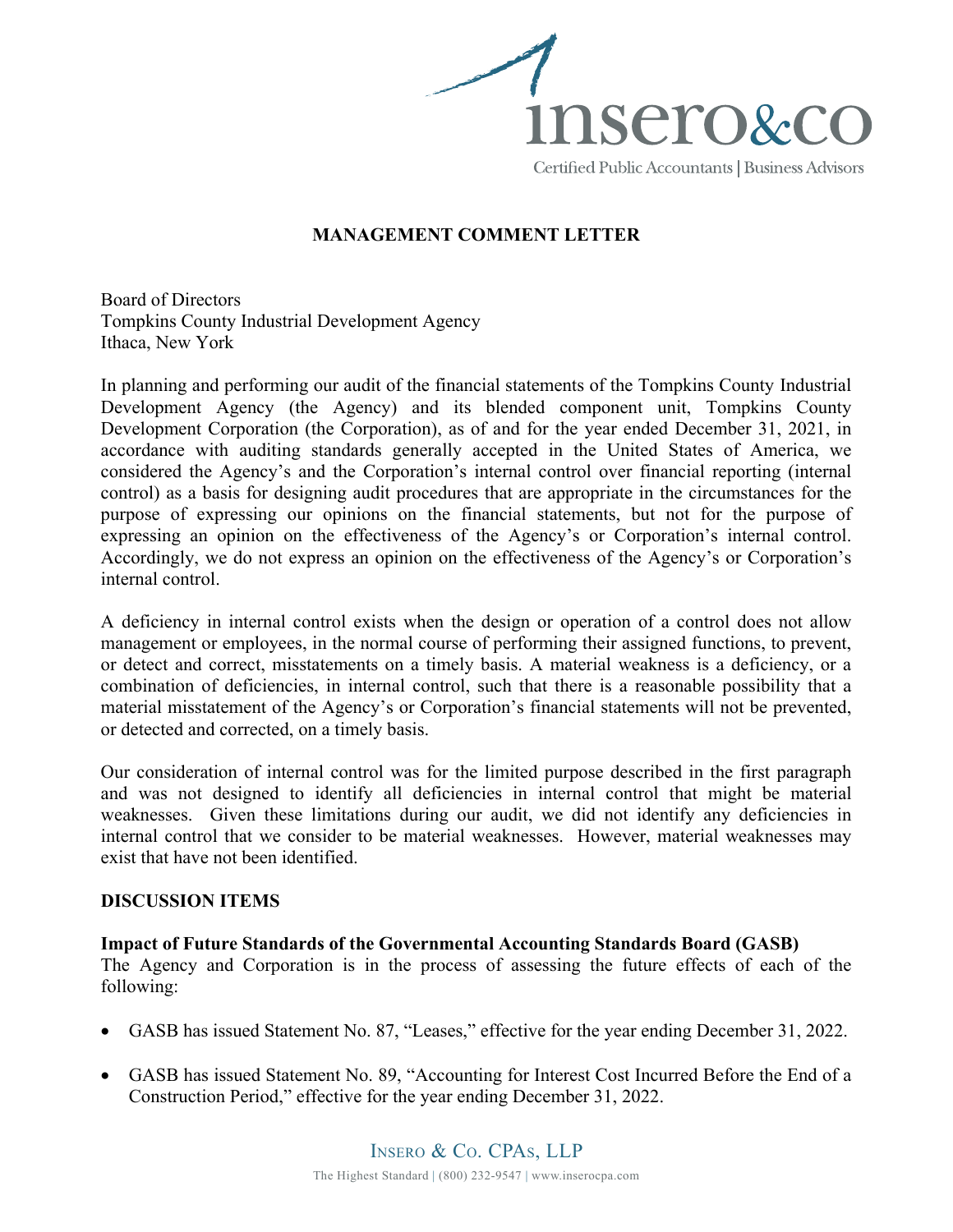## MANAGEMENT COMMENT LETTER

Board of Directors
Tompkins County Industrial Development Agency
Ithaca, New York

In planning and performing our audit of the financial statements of the Tompkins County Industrial Development Agency (the Agency) and its blended component unit, Tompkins County Development Corporation (the Corporation), as of and for the year ended December 31, 2021, in accordance with auditing standards generally accepted in the United States of America, we considered the Agency's and the Corporation's internal control over financial reporting (internal control) as a basis for designing audit procedures that are appropriate in the circumstances for the purpose of expressing our opinions on the financial statements, but not for the purpose of expressing an opinion on the effectiveness of the Agency's or Corporation's internal control. Accordingly, we do not express an opinion on the effectiveness of the Agency's or Corporation's internal control.

A deficiency in internal control exists when the design or operation of a control does not allow management or employees, in the normal course of performing their assigned functions, to prevent, or detect and correct, misstatements on a timely basis. A material weakness is a deficiency, or a combination of deficiencies, in internal control, such that there is a reasonable possibility that a material misstatement of the Agency's or Corporation's financial statements will not be prevented, or detected and corrected, on a timely basis.

Our consideration of internal control was for the limited purpose described in the first paragraph and was not designed to identify all deficiencies in internal control that might be material weaknesses. Given these limitations during our audit, we did not identify any deficiencies in internal control that we consider to be material weaknesses. However, material weaknesses may exist that have not been identified.

### DISCUSSION ITEMS

**Impact of Future Standards of the Governmental Accounting Standards Board (GASB)**
The Agency and Corporation is in the process of assessing the future effects of each of the following:

- GASB has issued Statement No. 87, "Leases," effective for the year ending December 31, 2022.
- GASB has issued Statement No. 89, "Accounting for Interest Cost Incurred Before the End of a Construction Period," effective for the year ending December 31, 2022.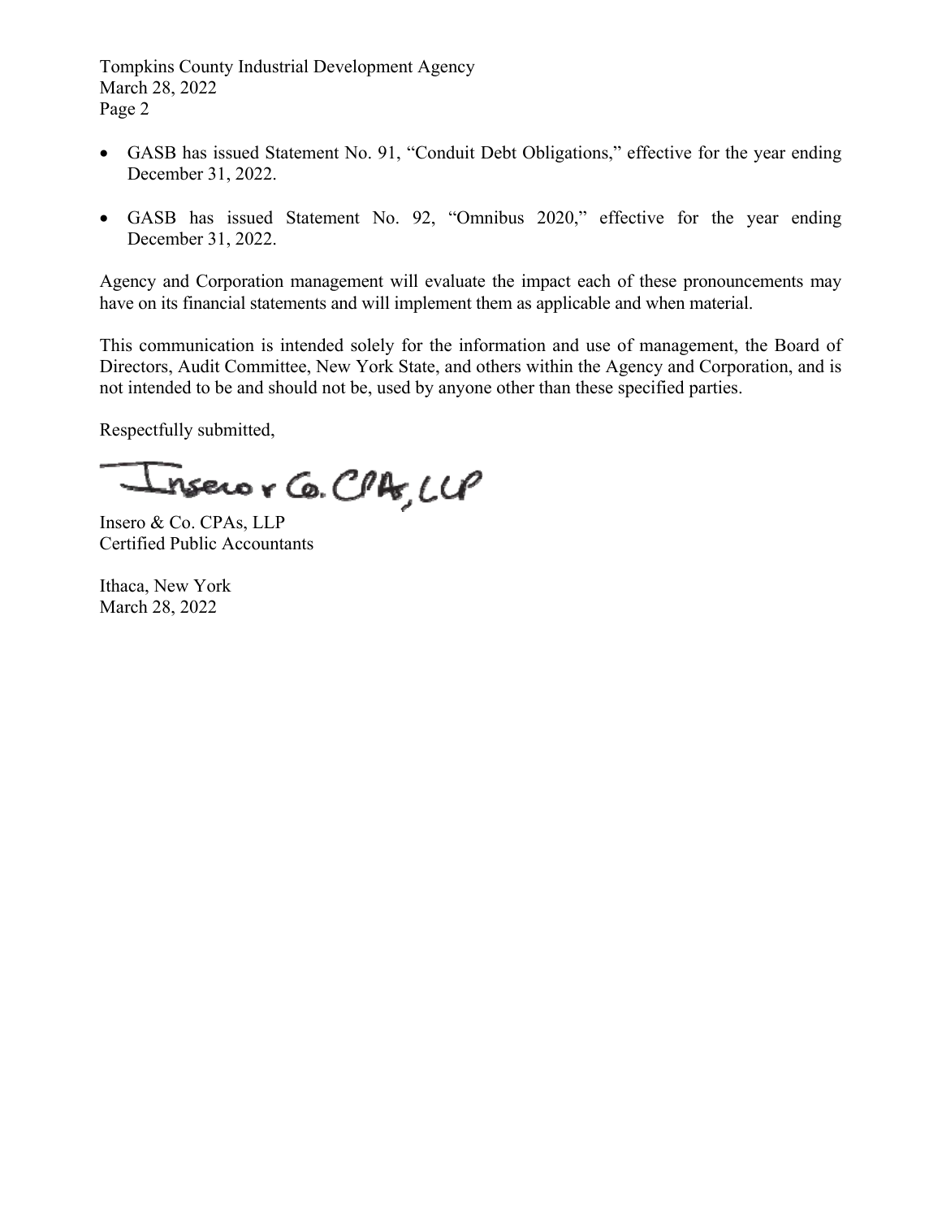- GASB has issued Statement No. 91, "Conduit Debt Obligations," effective for the year ending December 31, 2022.

- GASB has issued Statement No. 92, "Omnibus 2020," effective for the year ending December 31, 2022.

Agency and Corporation management will evaluate the impact each of these pronouncements may have on its financial statements and will implement them as applicable and when material.

This communication is intended solely for the information and use of management, the Board of Directors, Audit Committee, New York State, and others within the Agency and Corporation, and is not intended to be and should not be, used by anyone other than these specified parties.

Respectfully submitted,

Insero & Co. CPAs, LLP

Insero & Co. CPAs, LLP
Certified Public Accountants

Ithaca, New York
March 28, 2022